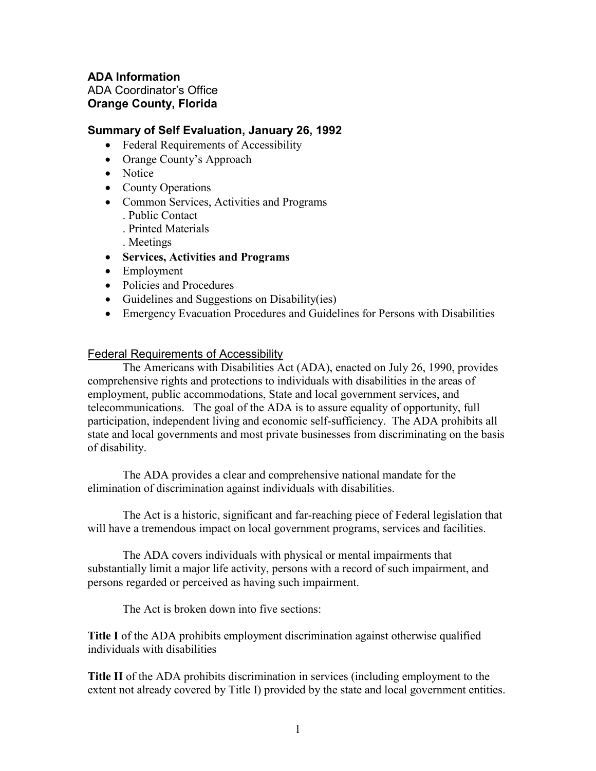**ADA Information**
ADA Coordinator's Office
**Orange County, Florida**

## Summary of Self Evaluation, January 26, 1992

- Federal Requirements of Accessibility
- Orange County's Approach
- Notice
- County Operations
- Common Services, Activities and Programs
  . Public Contact
  . Printed Materials
  . Meetings
- **Services, Activities and Programs**
- Employment
- Policies and Procedures
- Guidelines and Suggestions on Disability(ies)
- Emergency Evacuation Procedures and Guidelines for Persons with Disabilities

### Federal Requirements of Accessibility

The Americans with Disabilities Act (ADA), enacted on July 26, 1990, provides comprehensive rights and protections to individuals with disabilities in the areas of employment, public accommodations, State and local government services, and telecommunications. The goal of the ADA is to assure equality of opportunity, full participation, independent living and economic self-sufficiency. The ADA prohibits all state and local governments and most private businesses from discriminating on the basis of disability.

The ADA provides a clear and comprehensive national mandate for the elimination of discrimination against individuals with disabilities.

The Act is a historic, significant and far-reaching piece of Federal legislation that will have a tremendous impact on local government programs, services and facilities.

The ADA covers individuals with physical or mental impairments that substantially limit a major life activity, persons with a record of such impairment, and persons regarded or perceived as having such impairment.

The Act is broken down into five sections:

**Title I** of the ADA prohibits employment discrimination against otherwise qualified individuals with disabilities

**Title II** of the ADA prohibits discrimination in services (including employment to the extent not already covered by Title I) provided by the state and local government entities.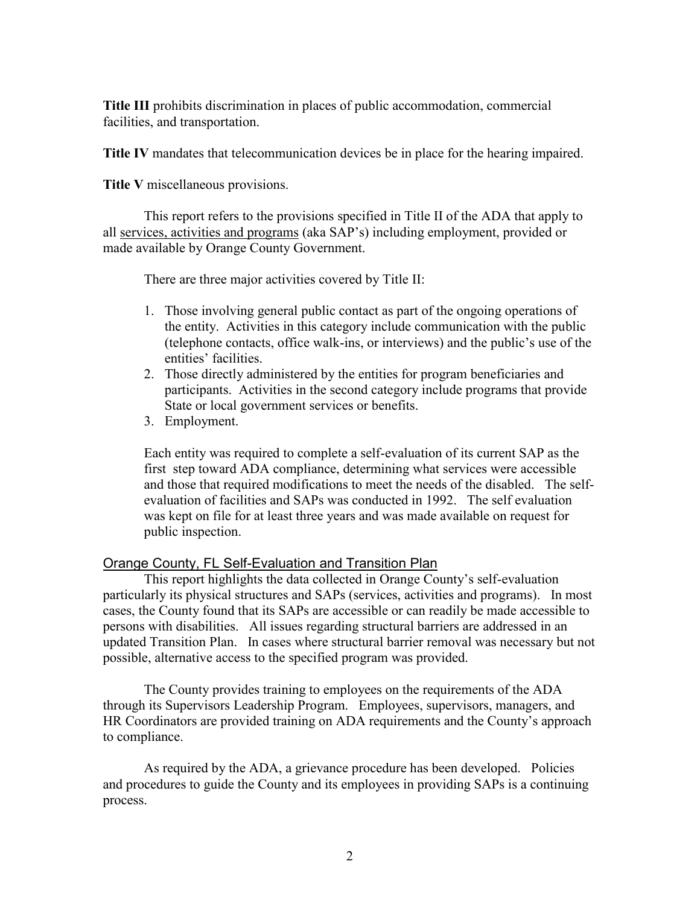**Title III** prohibits discrimination in places of public accommodation, commercial facilities, and transportation.

**Title IV** mandates that telecommunication devices be in place for the hearing impaired.

**Title V** miscellaneous provisions.

This report refers to the provisions specified in Title II of the ADA that apply to all services, activities and programs (aka SAP's) including employment, provided or made available by Orange County Government.

There are three major activities covered by Title II:

1. Those involving general public contact as part of the ongoing operations of the entity. Activities in this category include communication with the public (telephone contacts, office walk-ins, or interviews) and the public's use of the entities' facilities.
2. Those directly administered by the entities for program beneficiaries and participants. Activities in the second category include programs that provide State or local government services or benefits.
3. Employment.

Each entity was required to complete a self-evaluation of its current SAP as the first step toward ADA compliance, determining what services were accessible and those that required modifications to meet the needs of the disabled. The self-evaluation of facilities and SAPs was conducted in 1992. The self evaluation was kept on file for at least three years and was made available on request for public inspection.

## Orange County, FL Self-Evaluation and Transition Plan

This report highlights the data collected in Orange County's self-evaluation particularly its physical structures and SAPs (services, activities and programs). In most cases, the County found that its SAPs are accessible or can readily be made accessible to persons with disabilities. All issues regarding structural barriers are addressed in an updated Transition Plan. In cases where structural barrier removal was necessary but not possible, alternative access to the specified program was provided.

The County provides training to employees on the requirements of the ADA through its Supervisors Leadership Program. Employees, supervisors, managers, and HR Coordinators are provided training on ADA requirements and the County's approach to compliance.

As required by the ADA, a grievance procedure has been developed. Policies and procedures to guide the County and its employees in providing SAPs is a continuing process.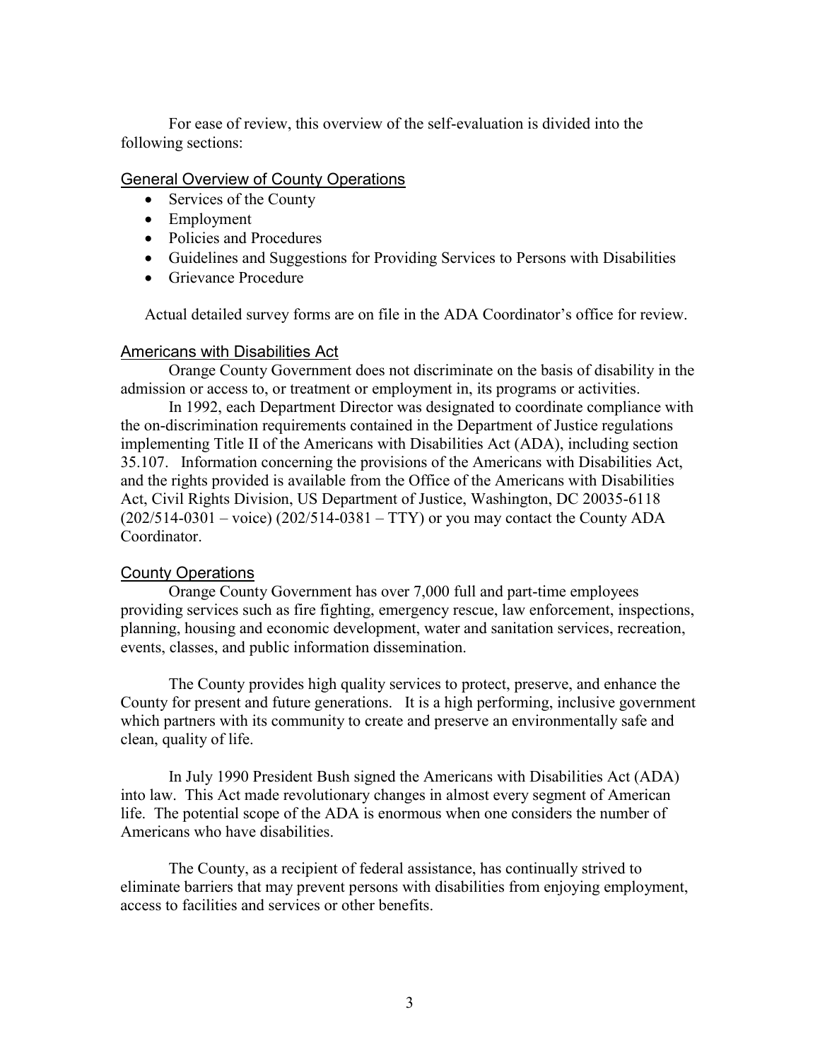For ease of review, this overview of the self-evaluation is divided into the following sections:

## General Overview of County Operations

- Services of the County
- Employment
- Policies and Procedures
- Guidelines and Suggestions for Providing Services to Persons with Disabilities
- Grievance Procedure

Actual detailed survey forms are on file in the ADA Coordinator's office for review.

## Americans with Disabilities Act

Orange County Government does not discriminate on the basis of disability in the admission or access to, or treatment or employment in, its programs or activities.

In 1992, each Department Director was designated to coordinate compliance with the on-discrimination requirements contained in the Department of Justice regulations implementing Title II of the Americans with Disabilities Act (ADA), including section 35.107. Information concerning the provisions of the Americans with Disabilities Act, and the rights provided is available from the Office of the Americans with Disabilities Act, Civil Rights Division, US Department of Justice, Washington, DC 20035-6118 (202/514-0301 – voice) (202/514-0381 – TTY) or you may contact the County ADA Coordinator.

## County Operations

Orange County Government has over 7,000 full and part-time employees providing services such as fire fighting, emergency rescue, law enforcement, inspections, planning, housing and economic development, water and sanitation services, recreation, events, classes, and public information dissemination.

The County provides high quality services to protect, preserve, and enhance the County for present and future generations. It is a high performing, inclusive government which partners with its community to create and preserve an environmentally safe and clean, quality of life.

In July 1990 President Bush signed the Americans with Disabilities Act (ADA) into law. This Act made revolutionary changes in almost every segment of American life. The potential scope of the ADA is enormous when one considers the number of Americans who have disabilities.

The County, as a recipient of federal assistance, has continually strived to eliminate barriers that may prevent persons with disabilities from enjoying employment, access to facilities and services or other benefits.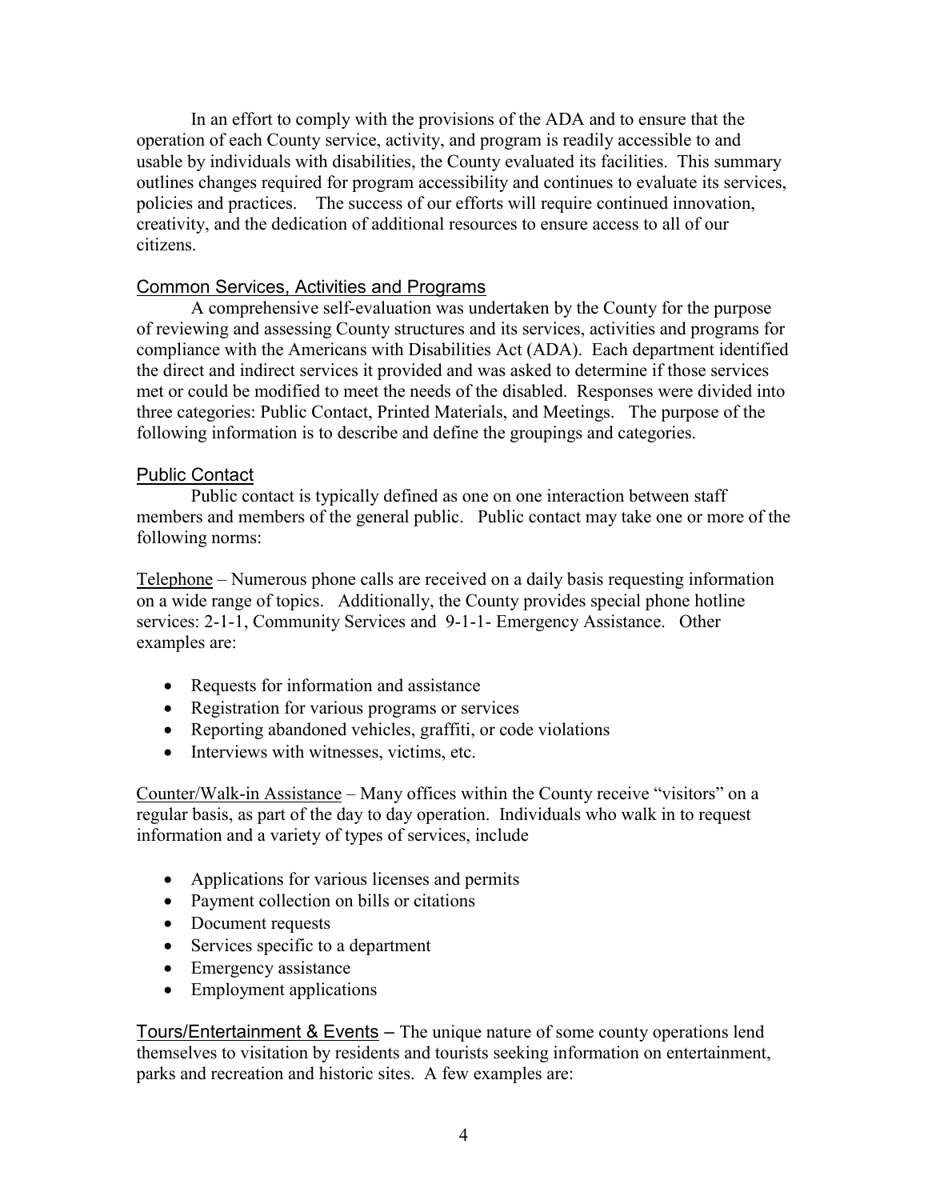In an effort to comply with the provisions of the ADA and to ensure that the operation of each County service, activity, and program is readily accessible to and usable by individuals with disabilities, the County evaluated its facilities. This summary outlines changes required for program accessibility and continues to evaluate its services, policies and practices. The success of our efforts will require continued innovation, creativity, and the dedication of additional resources to ensure access to all of our citizens.

## Common Services, Activities and Programs

A comprehensive self-evaluation was undertaken by the County for the purpose of reviewing and assessing County structures and its services, activities and programs for compliance with the Americans with Disabilities Act (ADA). Each department identified the direct and indirect services it provided and was asked to determine if those services met or could be modified to meet the needs of the disabled. Responses were divided into three categories: Public Contact, Printed Materials, and Meetings. The purpose of the following information is to describe and define the groupings and categories.

## Public Contact

Public contact is typically defined as one on one interaction between staff members and members of the general public. Public contact may take one or more of the following norms:

Telephone – Numerous phone calls are received on a daily basis requesting information on a wide range of topics. Additionally, the County provides special phone hotline services: 2-1-1, Community Services and 9-1-1- Emergency Assistance. Other examples are:

- Requests for information and assistance
- Registration for various programs or services
- Reporting abandoned vehicles, graffiti, or code violations
- Interviews with witnesses, victims, etc.

Counter/Walk-in Assistance – Many offices within the County receive "visitors" on a regular basis, as part of the day to day operation. Individuals who walk in to request information and a variety of types of services, include

- Applications for various licenses and permits
- Payment collection on bills or citations
- Document requests
- Services specific to a department
- Emergency assistance
- Employment applications

Tours/Entertainment & Events – The unique nature of some county operations lend themselves to visitation by residents and tourists seeking information on entertainment, parks and recreation and historic sites. A few examples are: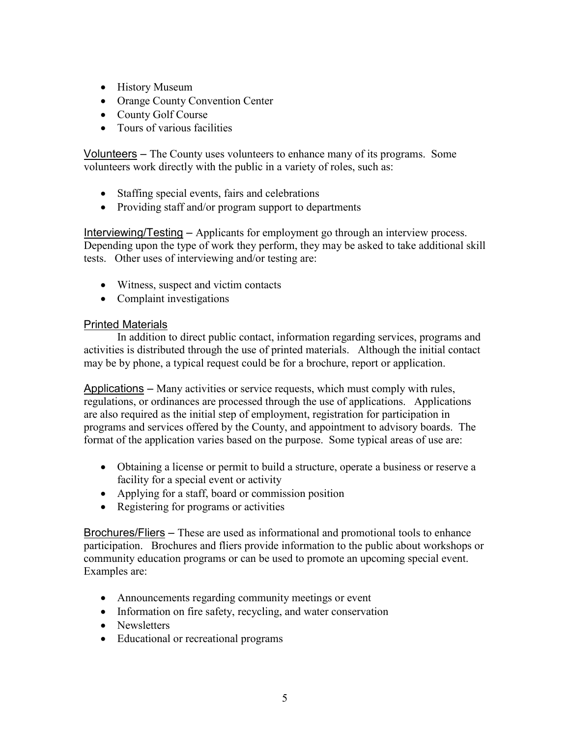- History Museum
- Orange County Convention Center
- County Golf Course
- Tours of various facilities

Volunteers – The County uses volunteers to enhance many of its programs. Some volunteers work directly with the public in a variety of roles, such as:

- Staffing special events, fairs and celebrations
- Providing staff and/or program support to departments

Interviewing/Testing – Applicants for employment go through an interview process. Depending upon the type of work they perform, they may be asked to take additional skill tests. Other uses of interviewing and/or testing are:

- Witness, suspect and victim contacts
- Complaint investigations

## Printed Materials

In addition to direct public contact, information regarding services, programs and activities is distributed through the use of printed materials. Although the initial contact may be by phone, a typical request could be for a brochure, report or application.

Applications – Many activities or service requests, which must comply with rules, regulations, or ordinances are processed through the use of applications. Applications are also required as the initial step of employment, registration for participation in programs and services offered by the County, and appointment to advisory boards. The format of the application varies based on the purpose. Some typical areas of use are:

- Obtaining a license or permit to build a structure, operate a business or reserve a facility for a special event or activity
- Applying for a staff, board or commission position
- Registering for programs or activities

Brochures/Fliers – These are used as informational and promotional tools to enhance participation. Brochures and fliers provide information to the public about workshops or community education programs or can be used to promote an upcoming special event. Examples are:

- Announcements regarding community meetings or event
- Information on fire safety, recycling, and water conservation
- Newsletters
- Educational or recreational programs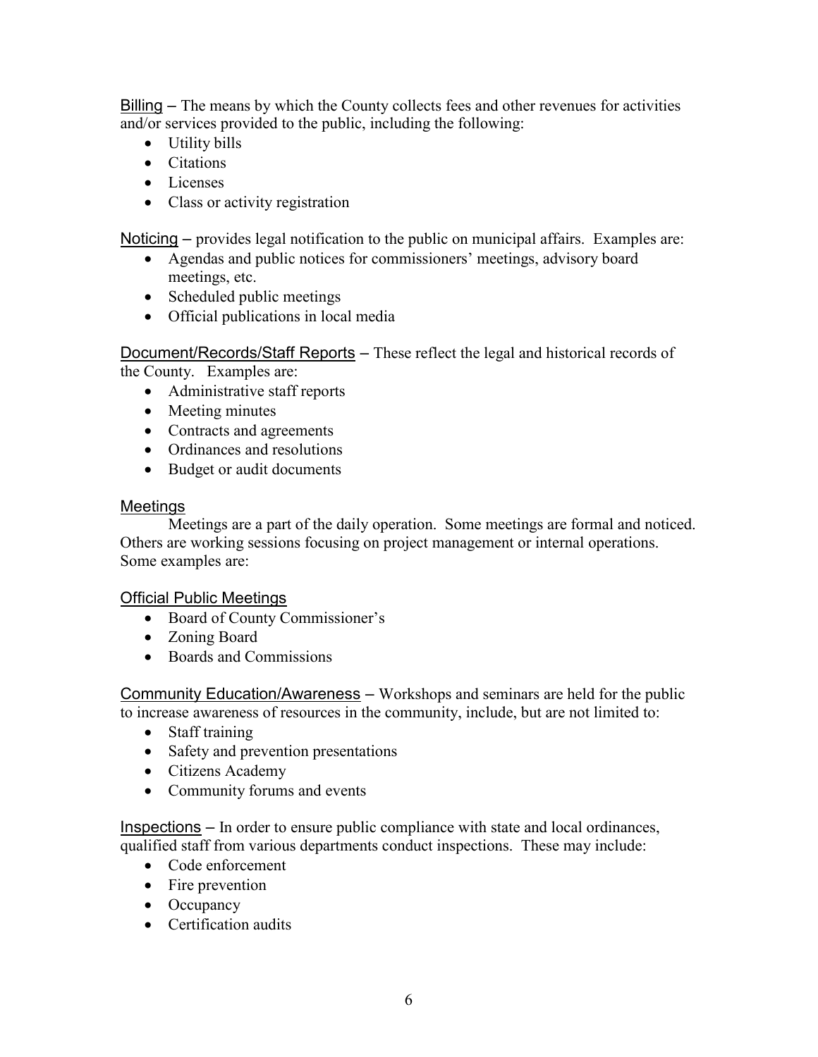Billing – The means by which the County collects fees and other revenues for activities and/or services provided to the public, including the following:

- Utility bills
- Citations
- Licenses
- Class or activity registration

Noticing – provides legal notification to the public on municipal affairs. Examples are:

- Agendas and public notices for commissioners' meetings, advisory board meetings, etc.
- Scheduled public meetings
- Official publications in local media

Document/Records/Staff Reports – These reflect the legal and historical records of the County. Examples are:

- Administrative staff reports
- Meeting minutes
- Contracts and agreements
- Ordinances and resolutions
- Budget or audit documents

Meetings

Meetings are a part of the daily operation. Some meetings are formal and noticed. Others are working sessions focusing on project management or internal operations. Some examples are:

Official Public Meetings

- Board of County Commissioner's
- Zoning Board
- Boards and Commissions

Community Education/Awareness – Workshops and seminars are held for the public to increase awareness of resources in the community, include, but are not limited to:

- Staff training
- Safety and prevention presentations
- Citizens Academy
- Community forums and events

Inspections – In order to ensure public compliance with state and local ordinances, qualified staff from various departments conduct inspections. These may include:

- Code enforcement
- Fire prevention
- Occupancy
- Certification audits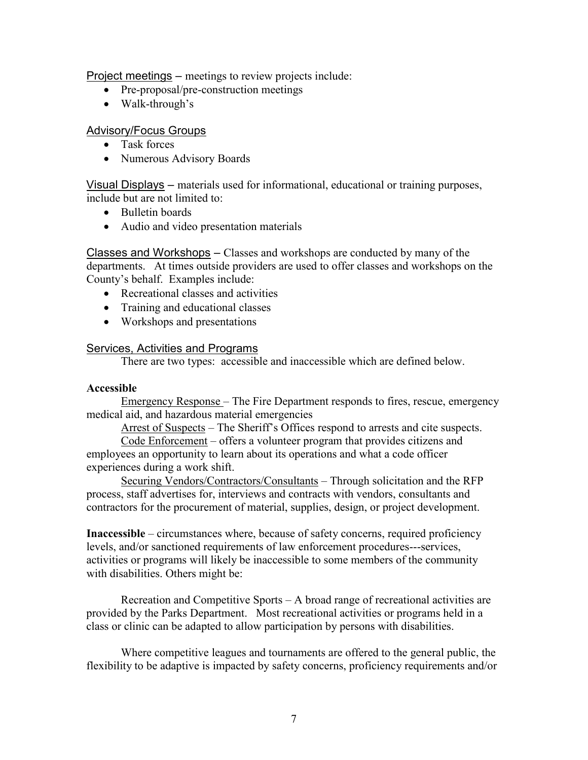Project meetings – meetings to review projects include:

- Pre-proposal/pre-construction meetings
- Walk-through's

Advisory/Focus Groups

- Task forces
- Numerous Advisory Boards

Visual Displays – materials used for informational, educational or training purposes, include but are not limited to:

- Bulletin boards
- Audio and video presentation materials

Classes and Workshops – Classes and workshops are conducted by many of the departments. At times outside providers are used to offer classes and workshops on the County's behalf. Examples include:

- Recreational classes and activities
- Training and educational classes
- Workshops and presentations

Services, Activities and Programs

There are two types: accessible and inaccessible which are defined below.

**Accessible**

Emergency Response – The Fire Department responds to fires, rescue, emergency medical aid, and hazardous material emergencies

Arrest of Suspects – The Sheriff's Offices respond to arrests and cite suspects.

Code Enforcement – offers a volunteer program that provides citizens and employees an opportunity to learn about its operations and what a code officer experiences during a work shift.

Securing Vendors/Contractors/Consultants – Through solicitation and the RFP process, staff advertises for, interviews and contracts with vendors, consultants and contractors for the procurement of material, supplies, design, or project development.

**Inaccessible** – circumstances where, because of safety concerns, required proficiency levels, and/or sanctioned requirements of law enforcement procedures---services, activities or programs will likely be inaccessible to some members of the community with disabilities. Others might be:

Recreation and Competitive Sports – A broad range of recreational activities are provided by the Parks Department. Most recreational activities or programs held in a class or clinic can be adapted to allow participation by persons with disabilities.

Where competitive leagues and tournaments are offered to the general public, the flexibility to be adaptive is impacted by safety concerns, proficiency requirements and/or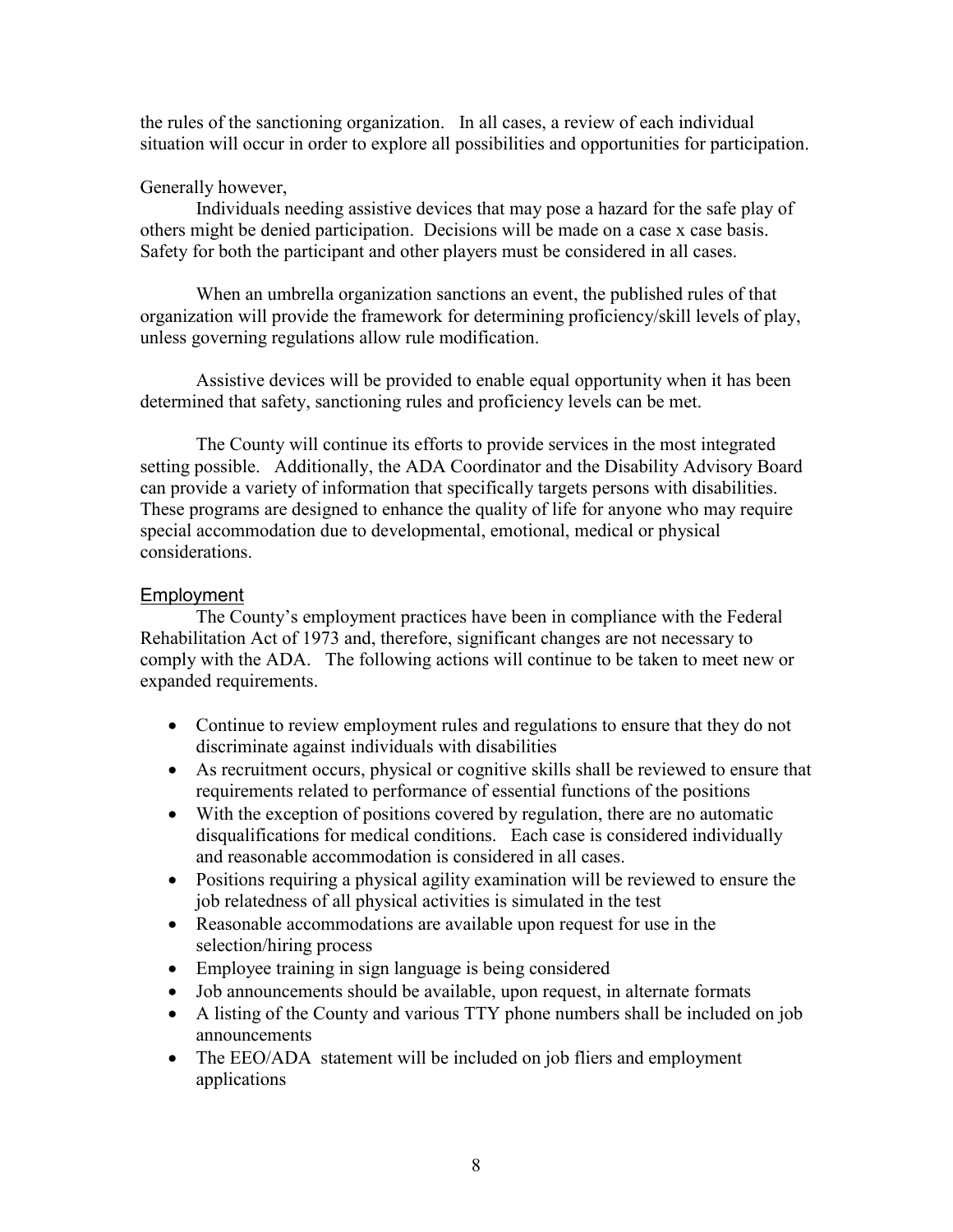the rules of the sanctioning organization. In all cases, a review of each individual situation will occur in order to explore all possibilities and opportunities for participation.

Generally however,

Individuals needing assistive devices that may pose a hazard for the safe play of others might be denied participation. Decisions will be made on a case x case basis. Safety for both the participant and other players must be considered in all cases.

When an umbrella organization sanctions an event, the published rules of that organization will provide the framework for determining proficiency/skill levels of play, unless governing regulations allow rule modification.

Assistive devices will be provided to enable equal opportunity when it has been determined that safety, sanctioning rules and proficiency levels can be met.

The County will continue its efforts to provide services in the most integrated setting possible. Additionally, the ADA Coordinator and the Disability Advisory Board can provide a variety of information that specifically targets persons with disabilities. These programs are designed to enhance the quality of life for anyone who may require special accommodation due to developmental, emotional, medical or physical considerations.

## Employment

The County's employment practices have been in compliance with the Federal Rehabilitation Act of 1973 and, therefore, significant changes are not necessary to comply with the ADA. The following actions will continue to be taken to meet new or expanded requirements.

- Continue to review employment rules and regulations to ensure that they do not discriminate against individuals with disabilities
- As recruitment occurs, physical or cognitive skills shall be reviewed to ensure that requirements related to performance of essential functions of the positions
- With the exception of positions covered by regulation, there are no automatic disqualifications for medical conditions. Each case is considered individually and reasonable accommodation is considered in all cases.
- Positions requiring a physical agility examination will be reviewed to ensure the job relatedness of all physical activities is simulated in the test
- Reasonable accommodations are available upon request for use in the selection/hiring process
- Employee training in sign language is being considered
- Job announcements should be available, upon request, in alternate formats
- A listing of the County and various TTY phone numbers shall be included on job announcements
- The EEO/ADA statement will be included on job fliers and employment applications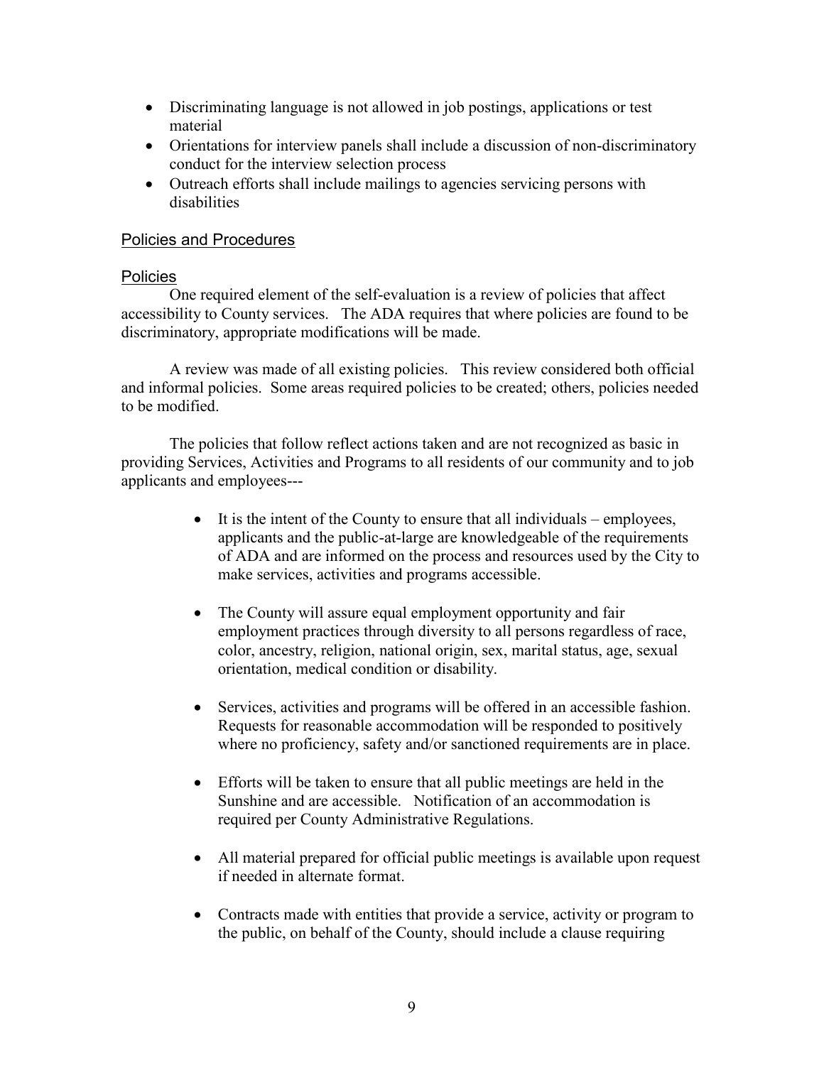- Discriminating language is not allowed in job postings, applications or test material
- Orientations for interview panels shall include a discussion of non-discriminatory conduct for the interview selection process
- Outreach efforts shall include mailings to agencies servicing persons with disabilities

## Policies and Procedures

### Policies

One required element of the self-evaluation is a review of policies that affect accessibility to County services. The ADA requires that where policies are found to be discriminatory, appropriate modifications will be made.

A review was made of all existing policies. This review considered both official and informal policies. Some areas required policies to be created; others, policies needed to be modified.

The policies that follow reflect actions taken and are not recognized as basic in providing Services, Activities and Programs to all residents of our community and to job applicants and employees---

- It is the intent of the County to ensure that all individuals – employees, applicants and the public-at-large are knowledgeable of the requirements of ADA and are informed on the process and resources used by the City to make services, activities and programs accessible.

- The County will assure equal employment opportunity and fair employment practices through diversity to all persons regardless of race, color, ancestry, religion, national origin, sex, marital status, age, sexual orientation, medical condition or disability.

- Services, activities and programs will be offered in an accessible fashion. Requests for reasonable accommodation will be responded to positively where no proficiency, safety and/or sanctioned requirements are in place.

- Efforts will be taken to ensure that all public meetings are held in the Sunshine and are accessible. Notification of an accommodation is required per County Administrative Regulations.

- All material prepared for official public meetings is available upon request if needed in alternate format.

- Contracts made with entities that provide a service, activity or program to the public, on behalf of the County, should include a clause requiring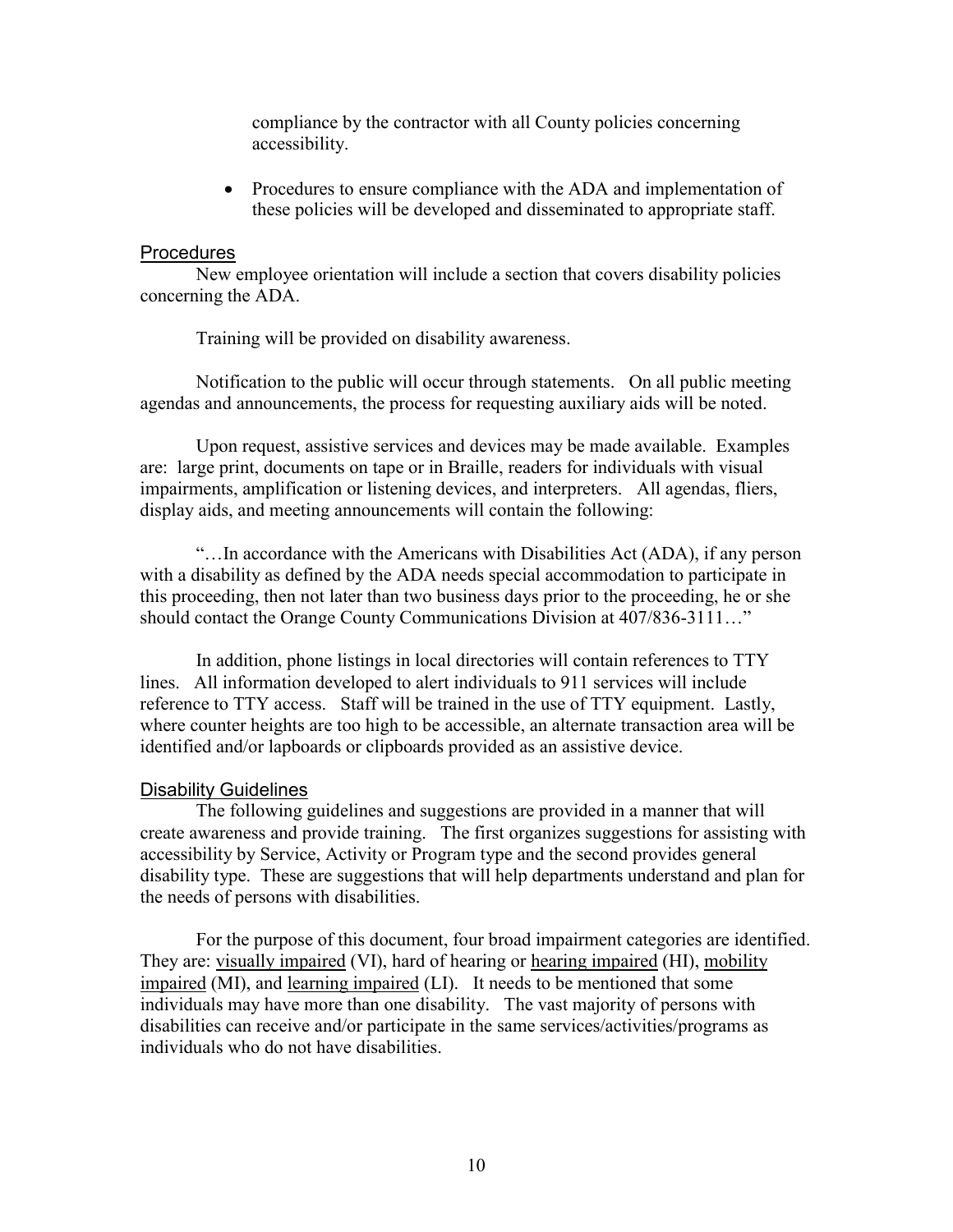compliance by the contractor with all County policies concerning accessibility.

- Procedures to ensure compliance with the ADA and implementation of these policies will be developed and disseminated to appropriate staff.

## Procedures

New employee orientation will include a section that covers disability policies concerning the ADA.

Training will be provided on disability awareness.

Notification to the public will occur through statements. On all public meeting agendas and announcements, the process for requesting auxiliary aids will be noted.

Upon request, assistive services and devices may be made available. Examples are: large print, documents on tape or in Braille, readers for individuals with visual impairments, amplification or listening devices, and interpreters. All agendas, fliers, display aids, and meeting announcements will contain the following:

"…In accordance with the Americans with Disabilities Act (ADA), if any person with a disability as defined by the ADA needs special accommodation to participate in this proceeding, then not later than two business days prior to the proceeding, he or she should contact the Orange County Communications Division at 407/836-3111…"

In addition, phone listings in local directories will contain references to TTY lines. All information developed to alert individuals to 911 services will include reference to TTY access. Staff will be trained in the use of TTY equipment. Lastly, where counter heights are too high to be accessible, an alternate transaction area will be identified and/or lapboards or clipboards provided as an assistive device.

## Disability Guidelines

The following guidelines and suggestions are provided in a manner that will create awareness and provide training. The first organizes suggestions for assisting with accessibility by Service, Activity or Program type and the second provides general disability type. These are suggestions that will help departments understand and plan for the needs of persons with disabilities.

For the purpose of this document, four broad impairment categories are identified. They are: visually impaired (VI), hard of hearing or hearing impaired (HI), mobility impaired (MI), and learning impaired (LI). It needs to be mentioned that some individuals may have more than one disability. The vast majority of persons with disabilities can receive and/or participate in the same services/activities/programs as individuals who do not have disabilities.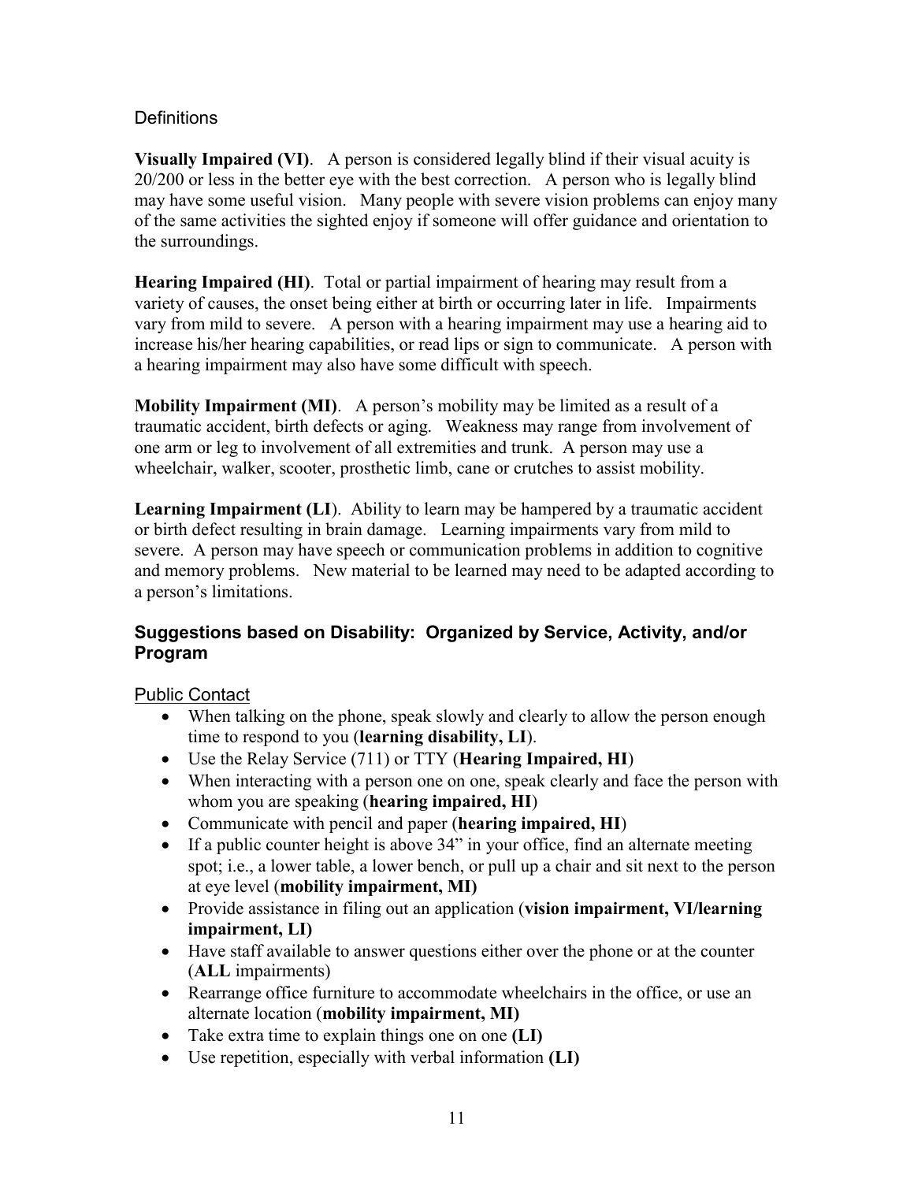Definitions

**Visually Impaired (VI)**. A person is considered legally blind if their visual acuity is 20/200 or less in the better eye with the best correction. A person who is legally blind may have some useful vision. Many people with severe vision problems can enjoy many of the same activities the sighted enjoy if someone will offer guidance and orientation to the surroundings.

**Hearing Impaired (HI)**. Total or partial impairment of hearing may result from a variety of causes, the onset being either at birth or occurring later in life. Impairments vary from mild to severe. A person with a hearing impairment may use a hearing aid to increase his/her hearing capabilities, or read lips or sign to communicate. A person with a hearing impairment may also have some difficult with speech.

**Mobility Impairment (MI)**. A person's mobility may be limited as a result of a traumatic accident, birth defects or aging. Weakness may range from involvement of one arm or leg to involvement of all extremities and trunk. A person may use a wheelchair, walker, scooter, prosthetic limb, cane or crutches to assist mobility.

**Learning Impairment (LI)**. Ability to learn may be hampered by a traumatic accident or birth defect resulting in brain damage. Learning impairments vary from mild to severe. A person may have speech or communication problems in addition to cognitive and memory problems. New material to be learned may need to be adapted according to a person's limitations.

## Suggestions based on Disability: Organized by Service, Activity, and/or Program

Public Contact

- When talking on the phone, speak slowly and clearly to allow the person enough time to respond to you (**learning disability, LI**).
- Use the Relay Service (711) or TTY (**Hearing Impaired, HI**)
- When interacting with a person one on one, speak clearly and face the person with whom you are speaking (**hearing impaired, HI**)
- Communicate with pencil and paper (**hearing impaired, HI**)
- If a public counter height is above 34" in your office, find an alternate meeting spot; i.e., a lower table, a lower bench, or pull up a chair and sit next to the person at eye level (**mobility impairment, MI)**
- Provide assistance in filing out an application (**vision impairment, VI/learning impairment, LI)**
- Have staff available to answer questions either over the phone or at the counter (**ALL** impairments)
- Rearrange office furniture to accommodate wheelchairs in the office, or use an alternate location (**mobility impairment, MI)**
- Take extra time to explain things one on one **(LI)**
- Use repetition, especially with verbal information **(LI)**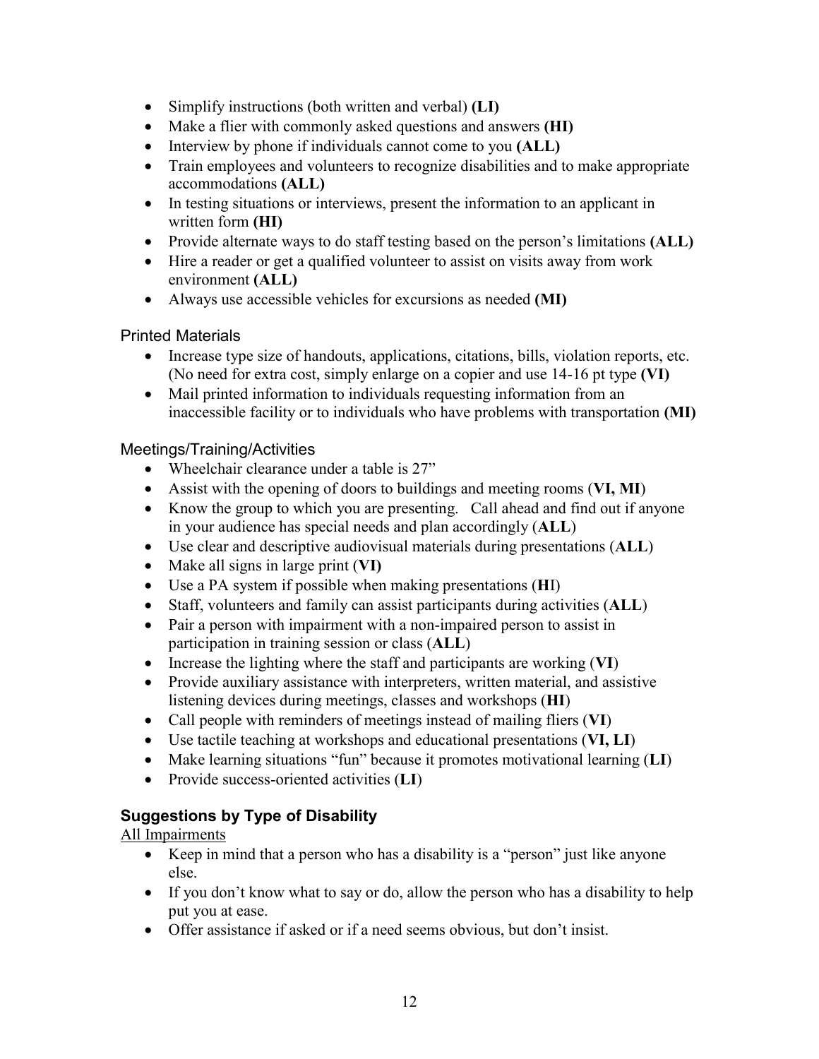- Simplify instructions (both written and verbal) **(LI)**
- Make a flier with commonly asked questions and answers **(HI)**
- Interview by phone if individuals cannot come to you **(ALL)**
- Train employees and volunteers to recognize disabilities and to make appropriate accommodations **(ALL)**
- In testing situations or interviews, present the information to an applicant in written form **(HI)**
- Provide alternate ways to do staff testing based on the person's limitations **(ALL)**
- Hire a reader or get a qualified volunteer to assist on visits away from work environment **(ALL)**
- Always use accessible vehicles for excursions as needed **(MI)**

### Printed Materials

- Increase type size of handouts, applications, citations, bills, violation reports, etc. (No need for extra cost, simply enlarge on a copier and use 14-16 pt type **(VI)**
- Mail printed information to individuals requesting information from an inaccessible facility or to individuals who have problems with transportation **(MI)**

### Meetings/Training/Activities

- Wheelchair clearance under a table is 27"
- Assist with the opening of doors to buildings and meeting rooms (**VI, MI**)
- Know the group to which you are presenting. Call ahead and find out if anyone in your audience has special needs and plan accordingly (**ALL**)
- Use clear and descriptive audiovisual materials during presentations (**ALL**)
- Make all signs in large print (**VI)**
- Use a PA system if possible when making presentations (**H**I)
- Staff, volunteers and family can assist participants during activities (**ALL**)
- Pair a person with impairment with a non-impaired person to assist in participation in training session or class (**ALL**)
- Increase the lighting where the staff and participants are working (**VI**)
- Provide auxiliary assistance with interpreters, written material, and assistive listening devices during meetings, classes and workshops (**HI**)
- Call people with reminders of meetings instead of mailing fliers (**VI**)
- Use tactile teaching at workshops and educational presentations (**VI, LI**)
- Make learning situations "fun" because it promotes motivational learning (**LI**)
- Provide success-oriented activities (**LI**)

## Suggestions by Type of Disability

<u>All Impairments</u>

- Keep in mind that a person who has a disability is a "person" just like anyone else.
- If you don't know what to say or do, allow the person who has a disability to help put you at ease.
- Offer assistance if asked or if a need seems obvious, but don't insist.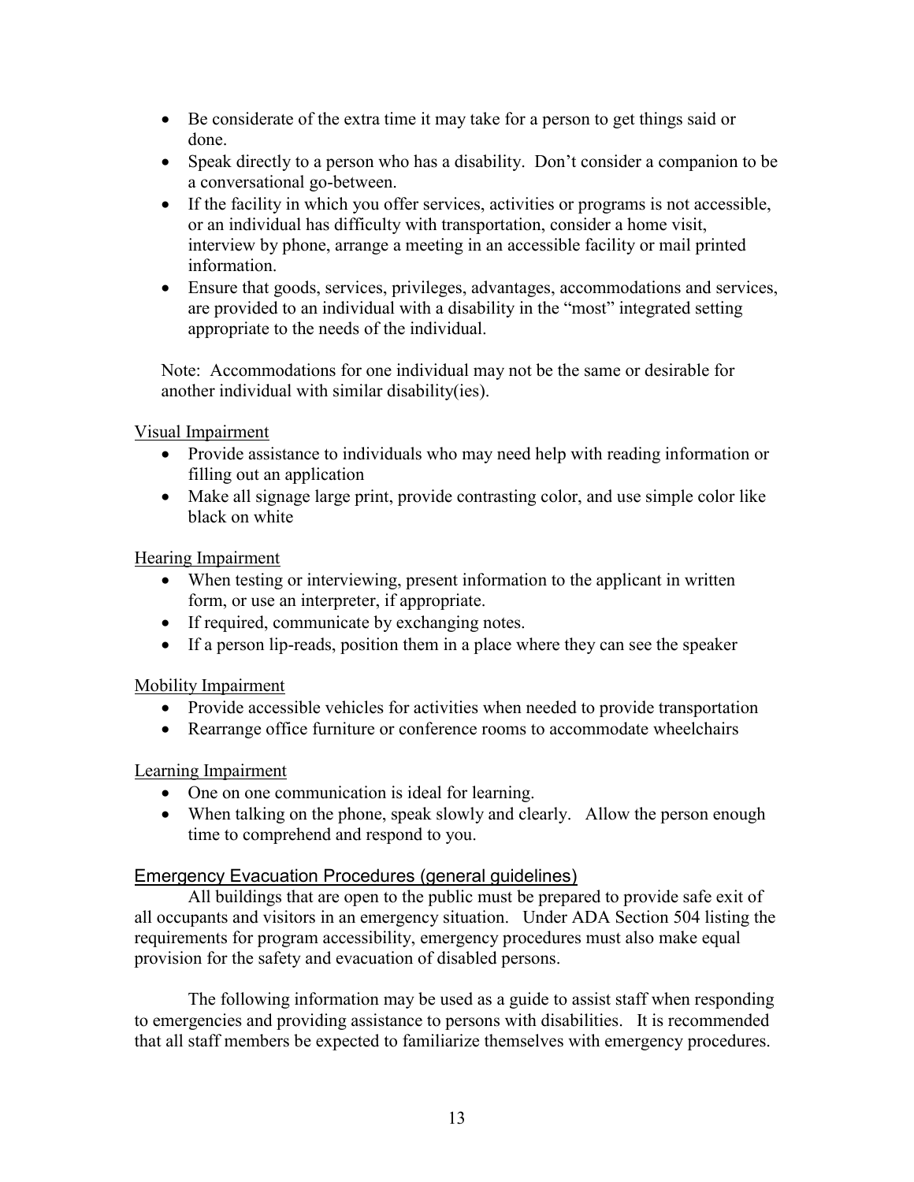- Be considerate of the extra time it may take for a person to get things said or done.
- Speak directly to a person who has a disability. Don't consider a companion to be a conversational go-between.
- If the facility in which you offer services, activities or programs is not accessible, or an individual has difficulty with transportation, consider a home visit, interview by phone, arrange a meeting in an accessible facility or mail printed information.
- Ensure that goods, services, privileges, advantages, accommodations and services, are provided to an individual with a disability in the "most" integrated setting appropriate to the needs of the individual.

Note: Accommodations for one individual may not be the same or desirable for another individual with similar disability(ies).

Visual Impairment

- Provide assistance to individuals who may need help with reading information or filling out an application
- Make all signage large print, provide contrasting color, and use simple color like black on white

Hearing Impairment

- When testing or interviewing, present information to the applicant in written form, or use an interpreter, if appropriate.
- If required, communicate by exchanging notes.
- If a person lip-reads, position them in a place where they can see the speaker

Mobility Impairment

- Provide accessible vehicles for activities when needed to provide transportation
- Rearrange office furniture or conference rooms to accommodate wheelchairs

Learning Impairment

- One on one communication is ideal for learning.
- When talking on the phone, speak slowly and clearly. Allow the person enough time to comprehend and respond to you.

## Emergency Evacuation Procedures (general guidelines)

All buildings that are open to the public must be prepared to provide safe exit of all occupants and visitors in an emergency situation. Under ADA Section 504 listing the requirements for program accessibility, emergency procedures must also make equal provision for the safety and evacuation of disabled persons.

The following information may be used as a guide to assist staff when responding to emergencies and providing assistance to persons with disabilities. It is recommended that all staff members be expected to familiarize themselves with emergency procedures.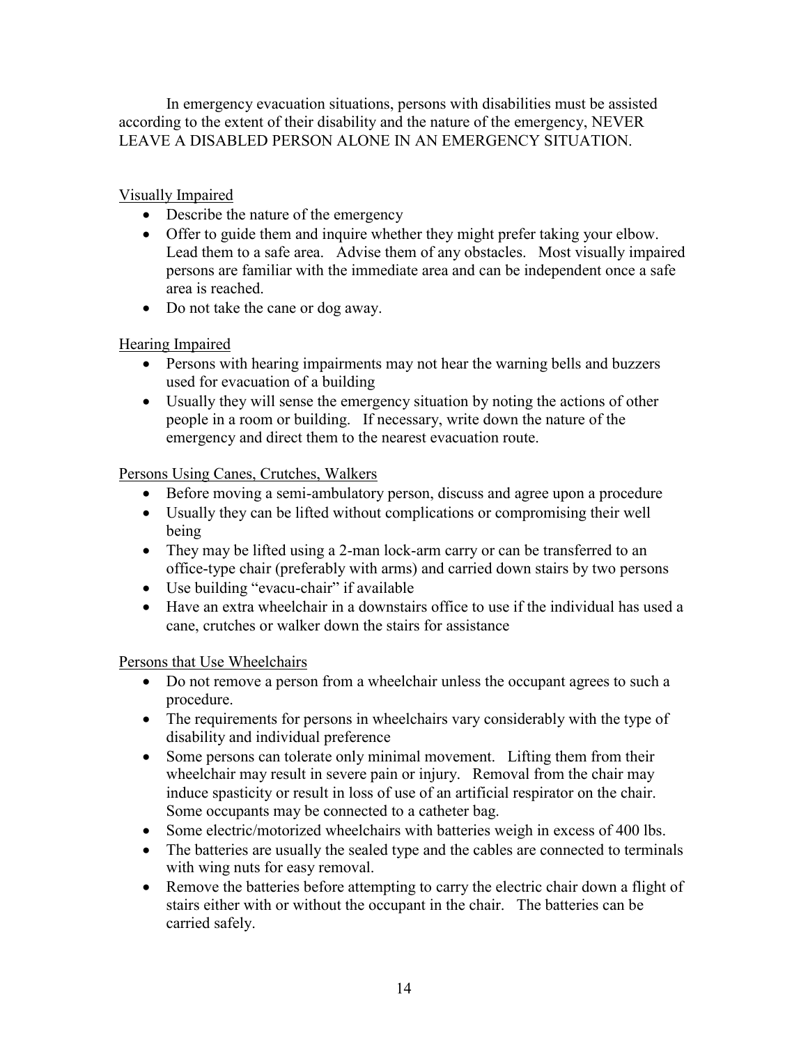In emergency evacuation situations, persons with disabilities must be assisted according to the extent of their disability and the nature of the emergency, NEVER LEAVE A DISABLED PERSON ALONE IN AN EMERGENCY SITUATION.

<u>Visually Impaired</u>

- Describe the nature of the emergency
- Offer to guide them and inquire whether they might prefer taking your elbow. Lead them to a safe area. Advise them of any obstacles. Most visually impaired persons are familiar with the immediate area and can be independent once a safe area is reached.
- Do not take the cane or dog away.

<u>Hearing Impaired</u>

- Persons with hearing impairments may not hear the warning bells and buzzers used for evacuation of a building
- Usually they will sense the emergency situation by noting the actions of other people in a room or building. If necessary, write down the nature of the emergency and direct them to the nearest evacuation route.

<u>Persons Using Canes, Crutches, Walkers</u>

- Before moving a semi-ambulatory person, discuss and agree upon a procedure
- Usually they can be lifted without complications or compromising their well being
- They may be lifted using a 2-man lock-arm carry or can be transferred to an office-type chair (preferably with arms) and carried down stairs by two persons
- Use building "evacu-chair" if available
- Have an extra wheelchair in a downstairs office to use if the individual has used a cane, crutches or walker down the stairs for assistance

<u>Persons that Use Wheelchairs</u>

- Do not remove a person from a wheelchair unless the occupant agrees to such a procedure.
- The requirements for persons in wheelchairs vary considerably with the type of disability and individual preference
- Some persons can tolerate only minimal movement. Lifting them from their wheelchair may result in severe pain or injury. Removal from the chair may induce spasticity or result in loss of use of an artificial respirator on the chair. Some occupants may be connected to a catheter bag.
- Some electric/motorized wheelchairs with batteries weigh in excess of 400 lbs.
- The batteries are usually the sealed type and the cables are connected to terminals with wing nuts for easy removal.
- Remove the batteries before attempting to carry the electric chair down a flight of stairs either with or without the occupant in the chair. The batteries can be carried safely.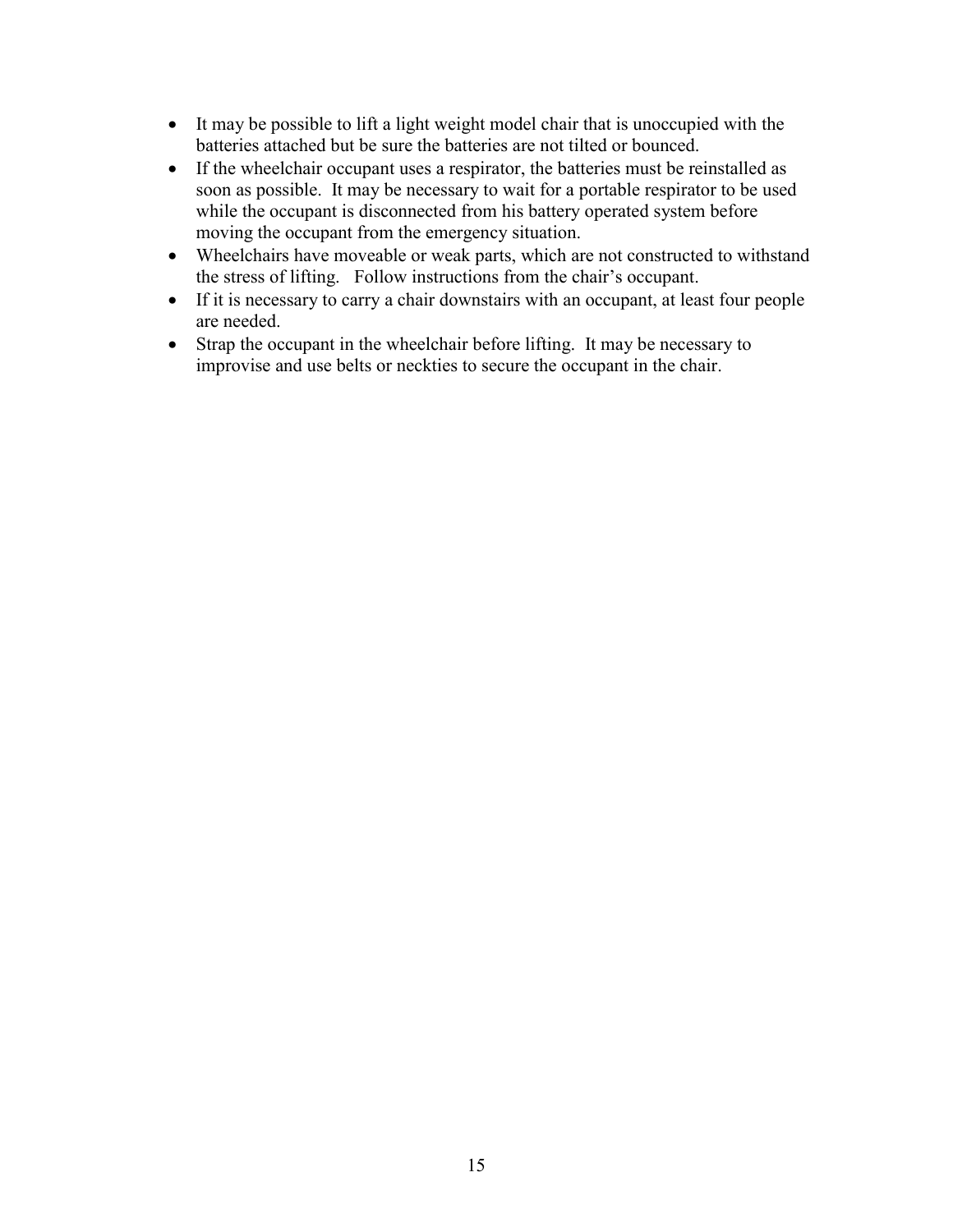- It may be possible to lift a light weight model chair that is unoccupied with the batteries attached but be sure the batteries are not tilted or bounced.
- If the wheelchair occupant uses a respirator, the batteries must be reinstalled as soon as possible. It may be necessary to wait for a portable respirator to be used while the occupant is disconnected from his battery operated system before moving the occupant from the emergency situation.
- Wheelchairs have moveable or weak parts, which are not constructed to withstand the stress of lifting. Follow instructions from the chair's occupant.
- If it is necessary to carry a chair downstairs with an occupant, at least four people are needed.
- Strap the occupant in the wheelchair before lifting. It may be necessary to improvise and use belts or neckties to secure the occupant in the chair.